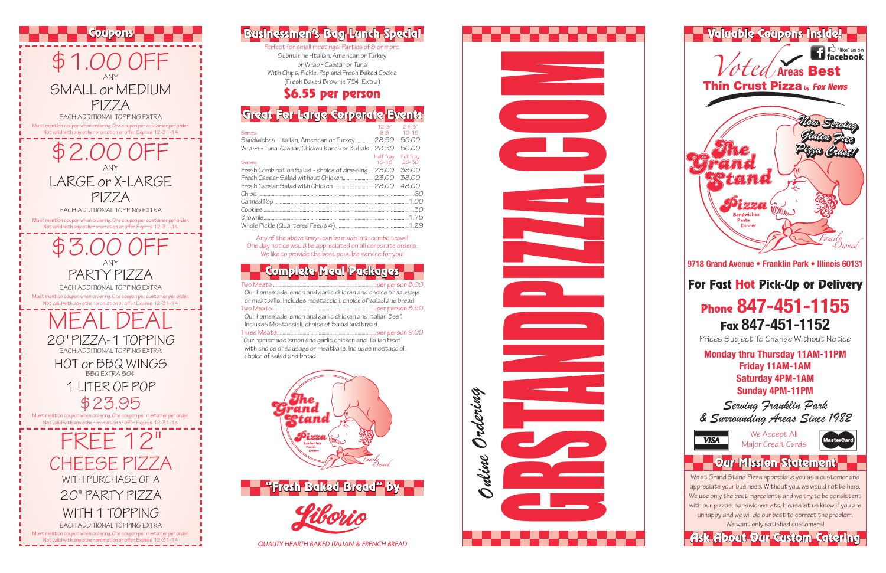## Coupons

**$1.00 OFF**
ANY
SMALL or MEDIUM PIZZA
EACH ADDITIONAL TOPPING EXTRA
Must mention coupon when ordering. One coupon per customer per order. Not valid with any other promotion or offer. Expires 12-31-14

**$2.00 OFF**
ANY
LARGE or X-LARGE PIZZA
EACH ADDITIONAL TOPPING EXTRA
Must mention coupon when ordering. One coupon per customer per order. Not valid with any other promotion or offer. Expires 12-31-14

**$3.00 OFF**
ANY
PARTY PIZZA
EACH ADDITIONAL TOPPING EXTRA
Must mention coupon when ordering. One coupon per customer per order. Not valid with any other promotion or offer. Expires 12-31-14

**MEAL DEAL**
20" PIZZA-1 TOPPING
EACH ADDITIONAL TOPPING EXTRA
HOT or BBQ WINGS
BBQ EXTRA 50¢
1 LITER OF POP
$23.95
Must mention coupon when ordering. One coupon per customer per order. Not valid with any other promotion or offer. Expires 12-31-14

**FREE 12" CHEESE PIZZA**
WITH PURCHASE OF A
20" PARTY PIZZA
WITH 1 TOPPING
EACH ADDITIONAL TOPPING EXTRA
Must mention coupon when ordering. One coupon per customer per order. Not valid with any other promotion or offer. Expires 12-31-14

## Businessmen's Bag Lunch Special

Perfect for small meetings! Parties of 8 or more.
Submarine - Italian, American or Turkey
or Wrap - Caesar or Tuna
With Chips, Pickle, Pop and Fresh Baked Cookie
(Fresh Baked Brownie 75¢ Extra)

**$6.55 per person**

## Great For Large Corporate Events

| Serves | 12-3' 6-8 | 24-3' 10-15 |
|---|---|---|
| Sandwiches - Italian, American or Turkey | 28.50 | 50.00 |
| Wraps - Tuna, Caesar, Chicken Ranch or Buffalo | 28.50 | 50.00 |
| **Serves** | **Half Tray 10-15** | **Full Tray 20-30** |
| Fresh Combination Salad - choice of dressing | 23.00 | 38.00 |
| Fresh Caesar Salad without Chicken | 23.00 | 38.00 |
| Fresh Caesar Salad with Chicken | 28.00 | 48.00 |
| Chips | | .60 |
| Canned Pop | | 1.00 |
| Cookies | | .50 |
| Brownie | | 1.75 |
| Whole Pickle (Quartered Feeds 4) | | 1.29 |

Any of the above trays can be made into combo trays!
One day notice would be appreciated on all corporate orders.
We like to provide the best possible service for you!

## Complete Meal Packages

**Two Meats** ........ per person 8.00
Our homemade lemon and garlic chicken and choice of sausage or meatballs. Includes mostaccioli, choice of salad and bread.

**Two Meats** ........ per person 8.50
Our homemade lemon and garlic chicken and Italian Beef. Includes Mostaccioli, choice of Salad and bread.

**Three Meats** ........ per person 9.00
Our homemade lemon and garlic chicken and Italian Beef with choice of sausage or meatballs. Includes mostaccioli, choice of salad and bread.

The Grand Stand Pizza — Sandwiches, Pasta, Dinner — Family Owned

## "Fresh Baked Bread" by

Liborio

*QUALITY HEARTH BAKED ITALIAN & FRENCH BREAD*

*Online Ordering*

# GRSTANDPIZZA.COM

## Valuable Coupons Inside!

"like" us on facebook

*Voted* Areas Best
**Thin Crust Pizza** by *Fox News*

*Now Serving Gluten Free Pizza Crust!*

The Grand Stand Pizza — Sandwiches, Pasta, Dinner — Family Owned

**9718 Grand Avenue • Franklin Park • Illinois 60131**

**For Fast Hot Pick-Up or Delivery**

**Phone 847-451-1155**
**Fax 847-451-1152**

Prices Subject To Change Without Notice

**Monday thru Thursday 11AM-11PM**
**Friday 11AM-1AM**
**Saturday 4PM-1AM**
**Sunday 4PM-11PM**

*Serving Franklin Park & Surrounding Areas Since 1982*

VISA — We Accept All Major Credit Cards — MasterCard

## Our Mission Statement

We at Grand Stand Pizza appreciate you as a customer and appreciate your business. Without you, we would not be here. We use only the best ingredients and we try to be consistent with our pizzas, sandwiches, etc. Please let us know if you are unhappy and we will do our best to correct the problem. We want only satisfied customers!

## Ask About Our Custom Catering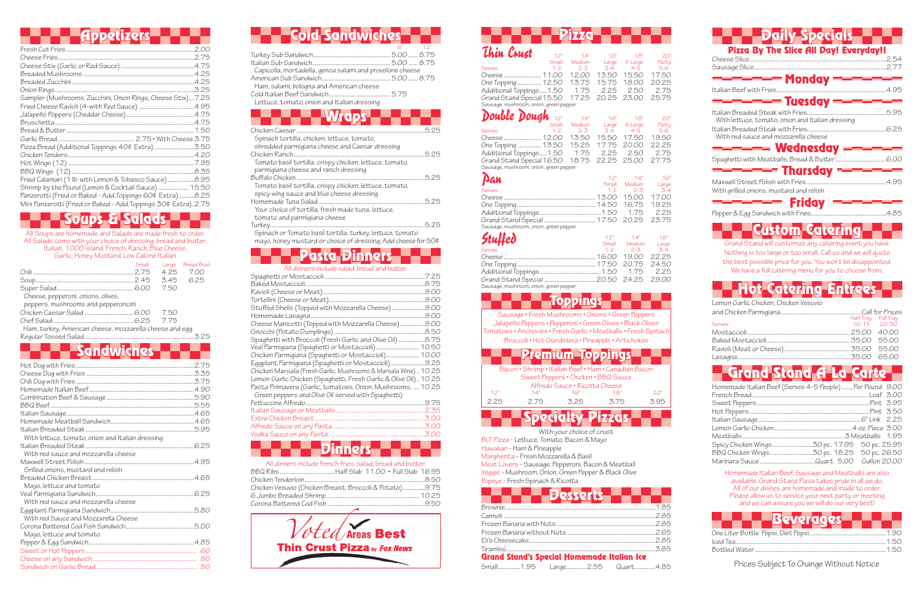# Appetizers

| | |
|---|---|
| Fresh Cut Fries | 2.00 |
| Cheese Fries | 2.75 |
| Cheese Stix (Garlic or Red Sauce) | 4.75 |
| Breaded Mushrooms | 4.25 |
| Breaded Zucchini | 4.25 |
| Onion Rings | 3.25 |
| Sampler (Mushrooms, Zucchini, Onion Rings, Cheese Stix) | 7.25 |
| Fried Cheese Ravioli (4-with Red Sauce) | 4.95 |
| Jalapeño Poppers (Cheddar Cheese) | 4.75 |
| Bruschetta | 4.75 |
| Bread & Butter | 1.50 |
| Garlic Bread | 2.75 • With Cheese 3.75 |
| Pizza Bread (Additional Toppings 40¢ Extra) | 3.50 |
| Chicken Tenders | 4.20 |
| Hot Wings (12) | 7.95 |
| BBQ Wings (12) | 8.35 |
| Fried Calamari (1 lb. with Lemon & Tobasco Sauce) | 8.95 |
| Shrimp by the Pound (Lemon & Cocktail Sauce) | 15.50 |
| Panzerotti (Fried or Baked - Add.Toppings 60¢ Extra) | 8.25 |
| Mini Panzerotti (Fried or Baked - Add.Toppings 30¢ Extra) | 2.75 |

# Soups & Salads

All Soups are homemade and Salads are made fresh to order.
All Salads come with your choice of dressing, bread and butter.
Italian, 1000 Island, French, Ranch, Blue Cheese, Garlic, Honey Mustard, Low Calorie Italian

| | Small | Large | Bread Bowl |
|---|---|---|---|
| Chili | 2.75 | 4.25 | 7.00 |
| Soup | 2.45 | 3.45 | 6.25 |
| Super Salad | 6.00 | 7.50 | |
| Cheese, pepperoni, onions, olives, peppers, mushrooms and pepperoncini | | | |
| Chicken Caesar Salad | 6.00 | 7.50 | |
| Chef Salad | 6.25 | 7.75 | |
| Ham, turkey, American cheese, mozzarella cheese and egg | | | |
| Regular Tossed Salad | | | 3.25 |

# Sandwiches

| | |
|---|---|
| Hot Dog with Fries | 2.75 |
| Cheese Dog with Fries | 3.35 |
| Chili Dog with Fries | 3.75 |
| Homemade Italian Beef | 4.90 |
| Combination Beef & Sausage | 5.90 |
| BBQ Beef | 5.55 |
| Italian Sausage | 4.65 |
| Homemade Meatball Sandwich | 4.65 |
| Italian Breaded Steak | 5.95 |
| With lettuce, tomato, onion and Italian dressing | |
| Italian Breaded Steak | 6.25 |
| With red sauce and mozzarella cheese | |
| Maxwell Street Polish | 4.95 |
| Grilled onions, mustard and relish | |
| Breaded Chicken Breast | 4.65 |
| Mayo, lettuce and tomato | |
| Veal Parmigiana Sandwich | 6.25 |
| With red sauce and mozzarella cheese | |
| Eggplant Parmigiana Sandwich | 5.80 |
| With red Sauce and Mozzarella Cheese | |
| Corona Battered Cod Fish Sandwich | 5.00 |
| Mayo, lettuce and tomato | |
| Pepper & Egg Sandwich | 4.85 |
| Sweet or Hot Peppers | .60 |
| Cheese on any Sandwich | .80 |
| Sandwich on Garlic Bread | .80 |

# Cold Sandwiches

| | 6" | 12" |
|---|---|---|
| Turkey Sub Sandwich | 5.00 | 8.75 |
| Italian Sub Sandwich | 5.00 | 8.75 |
| Capicolla, mortadella, genoa salami and provolone cheese | | |
| American Sub Sandwich | 5.00 | 8.75 |
| Ham, salami, bologna and American cheese | | |
| Cold Italian Beef Sandwich | 5.75 | |
| Lettuce, tomato, onion and Italian dressing | | |

# Wraps

| | |
|---|---|
| Chicken Caesar | 5.25 |
| Spinach tortilla, chicken, lettuce, tomato, shredded parmigiana cheese and Caesar dressing | |
| Chicken Ranch | 5.25 |
| Tomato basil tortilla, crispy chicken, lettuce, tomato, parmigiana cheese and ranch dressing | |
| Buffalo Chicken | 5.25 |
| Tomato basil tortilla, crispy chicken, lettuce, tomato, spicy wing sauce and blue cheese dressing | |
| Homemade Tuna Salad | 5.25 |
| Your choice of tortilla, fresh made tuna, lettuce, tomato and parmigiana cheese | |
| Turkey | 5.25 |
| Spinach or Tomato basil tortilla, turkey, lettuce, tomato mayo, honey mustard or choice of dressing. Add cheese for 50¢ | |

# Pasta Dinners

All dinners include salad, bread and butter.

| | |
|---|---|
| Spaghetti or Mostaccioli | 7.25 |
| Baked Mostaccioli | 8.75 |
| Ravioli (Cheese or Meat) | 9.00 |
| Tortellini (Cheese or Meat) | 9.00 |
| Stuffed Shells (Topped with Mozzarella Cheese) | 9.00 |
| Homemade Lasagna | 9.00 |
| Cheese Manicotti (Topped with Mozzarella Cheese) | 9.00 |
| Gnocchi (Potato Dumplings) | 8.50 |
| Spaghetti with Broccoli (Fresh Garlic and Olive Oil) | 8.75 |
| Veal Parmigiana (Spaghetti or Mostaccioli) | 10.50 |
| Chicken Parmigiana (Spaghetti or Mostaccioli) | 10.00 |
| Eggplant Parmigiana (Spaghetti or Mostaccioli) | 9.25 |
| Chicken Marsala (Fresh Garlic, Mushrooms & Marsala Wine) | 10.25 |
| Lemon Garlic Chicken (Spaghetti, Fresh Garlic & Olive Oil) | 10.25 |
| Pasta Primavera (Garlic, tomatoes, Onion, Mushrooms, Green peppers and Olive Oil served with Spaghetti) | 10.25 |
| Fettuccine Alfredo | 9.75 |
| Italian Sausage or Meatballs | 2.35 |
| Extra Chicken Breast | 3.00 |
| Alfredo Sauce on any Pasta | 3.00 |
| Vodka Sauce on any Pasta | 3.00 |

# Dinners

All dinners include french fries, salad, bread and butter.

| | |
|---|---|
| BBQ Ribs | Half Slab 11.00 • Full Slab 16.95 |
| Chicken Tenderloin | 8.50 |
| Chicken Vesuvio (Chicken Breast, Broccoli & Potato) | 9.75 |
| 6 Jumbo Breaded Shrimp | 10.25 |
| Corona Battered Cod Fish | 9.50 |

*Voted* **Areas Best Thin Crust Pizza** by *Fox News*

# Pizza

## Thin Crust

| | 12" Small | 14" Medium | 16" Large | 18" X-Large | 20" Party |
|---|---|---|---|---|---|
| Serves | 1-2 | 2-3 | 3-4 | 4-5 | 5-6 |
| Cheese | 11.00 | 12.00 | 13.50 | 15.50 | 17.50 |
| One Topping | 12.50 | 13.75 | 15.75 | 18.00 | 20.25 |
| Additional Toppings | 1.50 | 1.75 | 2.25 | 2.50 | 2.75 |
| Grand Stand Special | 15.50 | 17.25 | 20.25 | 23.00 | 25.75 |

Sausage, mushroom, onion, green pepper

## Double Dough

| | 12" Small | 14" Medium | 16" Large | 18" X-Large | 20" Party |
|---|---|---|---|---|---|
| Serves | 1-2 | 2-3 | 3-4 | 4-5 | 5-6 |
| Cheese | 12.00 | 13.50 | 15.50 | 17.50 | 19.50 |
| One Topping | 13.50 | 15.25 | 17.75 | 20.00 | 22.25 |
| Additional Toppings | 1.50 | 1.75 | 2.25 | 2.50 | 2.75 |
| Grand Stand Special | 16.50 | 18.75 | 22.25 | 25.00 | 27.75 |

Sausage, mushroom, onion, green pepper

## Pan

| | 12" Small | 14" Medium | 16" Large |
|---|---|---|---|
| Serves | 1-2 | 2-3 | 3-4 |
| Cheese | 13.00 | 15.00 | 17.00 |
| One Topping | 14.50 | 16.75 | 19.25 |
| Additional Toppings | 1.50 | 1.75 | 2.25 |
| Grand Stand Special | 17.50 | 20.25 | 23.75 |

Sausage, mushroom, onion, green pepper

## Stuffed

| | 12" Small | 14" Medium | 16" Large |
|---|---|---|---|
| Serves | 1-2 | 2-3 | 3-4 |
| Cheese | 16.00 | 19.00 | 22.25 |
| One Topping | 17.50 | 20.75 | 24.50 |
| Additional Toppings | 1.50 | 1.75 | 2.25 |
| Grand Stand Special | 20.50 | 24.25 | 29.00 |

Sausage, mushroom, onion, green pepper

# Toppings

Sausage • Fresh Mushrooms • Onions • Green Peppers
Jalapeño Peppers • Pepperoni • Green Olives • Black Olives
Tomatoes • Anchovies • Fresh Garlic • Meatballs • Fresh Spinach
Broccoli • Hot Giardiniera • Pineapple • Artichokes

# Premium Toppings

Bacon • Shrimp • Italian Beef • Ham • Canadian Bacon
Sweet Peppers • Chicken • BBQ Sauce
Alfredo Sauce • Ricotta Cheese

| 12" | 14" | 16" | 18" | 20" |
|---|---|---|---|---|
| 2.25 | 2.75 | 3.25 | 3.75 | 3.95 |

# Specialty Pizzas

With your choice of crust

BLT Pizza - Lettuce, Tomato, Bacon & Mayo
Hawaiian - Ham & Pineapple
Margherita - Fresh Mozzarella & Basil
Meat Lovers - Sausage, Pepperoni, Bacon & Meatball
Veggie - Mushroom, Onion, Green Pepper & Black Olive
Popeye - Fresh Spinach & Ricotta

# Desserts

| | |
|---|---|
| Brownie | 1.85 |
| Cannoli | 2.85 |
| Frozen Banana with Nuts | 2.85 |
| Frozen Banana without Nuts | 2.65 |
| Eli's Cheesecake | 2.85 |
| Tiramisú | 3.85 |

**Grand Stand's Special Homemade Italian Ice**

Small 1.95 Large 2.55 Quart 4.85

# Daily Specials

**Pizza By The Slice All Day! Everyday!!**

| | |
|---|---|
| Cheese Slice | 2.54 |
| Sausage Slice | 2.77 |

## Monday

| | |
|---|---|
| Italian Beef with Fries | 4.95 |

## Tuesday

| | |
|---|---|
| Italian Breaded Steak with Fries | 5.95 |
| With lettuce, tomato, onion and Italian dressing | |
| Italian Breaded Steak with Fries | 6.25 |
| With red sauce and mozzarella cheese | |

## Wednesday

| | |
|---|---|
| Spaghetti with Meatballs, Bread & Butter | 6.00 |

## Thursday

| | |
|---|---|
| Maxwell Street Polish with Fries | 4.95 |
| With grilled onions, mustard and relish | |

## Friday

| | |
|---|---|
| Pepper & Egg Sandwich with Fries | 4.85 |

# Custom Catering

Grand Stand will customize any catering event you have. Nothing is too large or too small. Call us and we will quote the best possible price for you. You won't be disappointed. We have a full catering menu for you to choose from.

# Hot Catering Entrees

| | Half Tray | Full Tray |
|---|---|---|
| Lemon Garlic Chicken, Chicken Vesuvio and Chicken Parmigiana | Call for Prices | |
| Serves | 10-15 | 20-30 |
| Mostaccioli | 25.00 | 40.00 |
| Baked Mostaccioli | 35.00 | 55.00 |
| Ravioli (Meat or Cheese) | 35.00 | 55.00 |
| Lasagna | 35.00 | 65.00 |

# Grand Stand A La Carte

| | | |
|---|---|---|
| Homemade Italian Beef (Serves 4-5 People) | Per Pound 9.00 | |
| French Bread | Loaf 3.00 | |
| Sweet Peppers | Pint 3.95 | |
| Hot Peppers | Pint 3.50 | |
| Italian Sausage | 6" Link 2.25 | |
| Lemon Garlic Chicken | 4 oz. Piece 3.00 | |
| Meatballs | 3 Meatballs 1.95 | |
| Spicy Chicken Wings | 30 pc. 17.95 | 50 pc. 25.95 |
| BBQ Chicken Wings | 30 pc. 18.25 | 50 pc. 26.50 |
| Marinara Sauce | Quart 5.00 | Gallon 20.00 |

Homemade Italian Beef, Sausage and Meatballs are also available. Grand Stand Pizza takes pride in all we do. All of our dishes are homemade and made to order. Please allow us to service your next party or meeting and we can assure you we will do our very best!

# Beverages

| | |
|---|---|
| One Liter Bottle Pepsi, Diet Pepsi | 1.90 |
| Iced Tea | 1.50 |
| Bottled Water | 1.50 |

Prices Subject To Change Without Notice